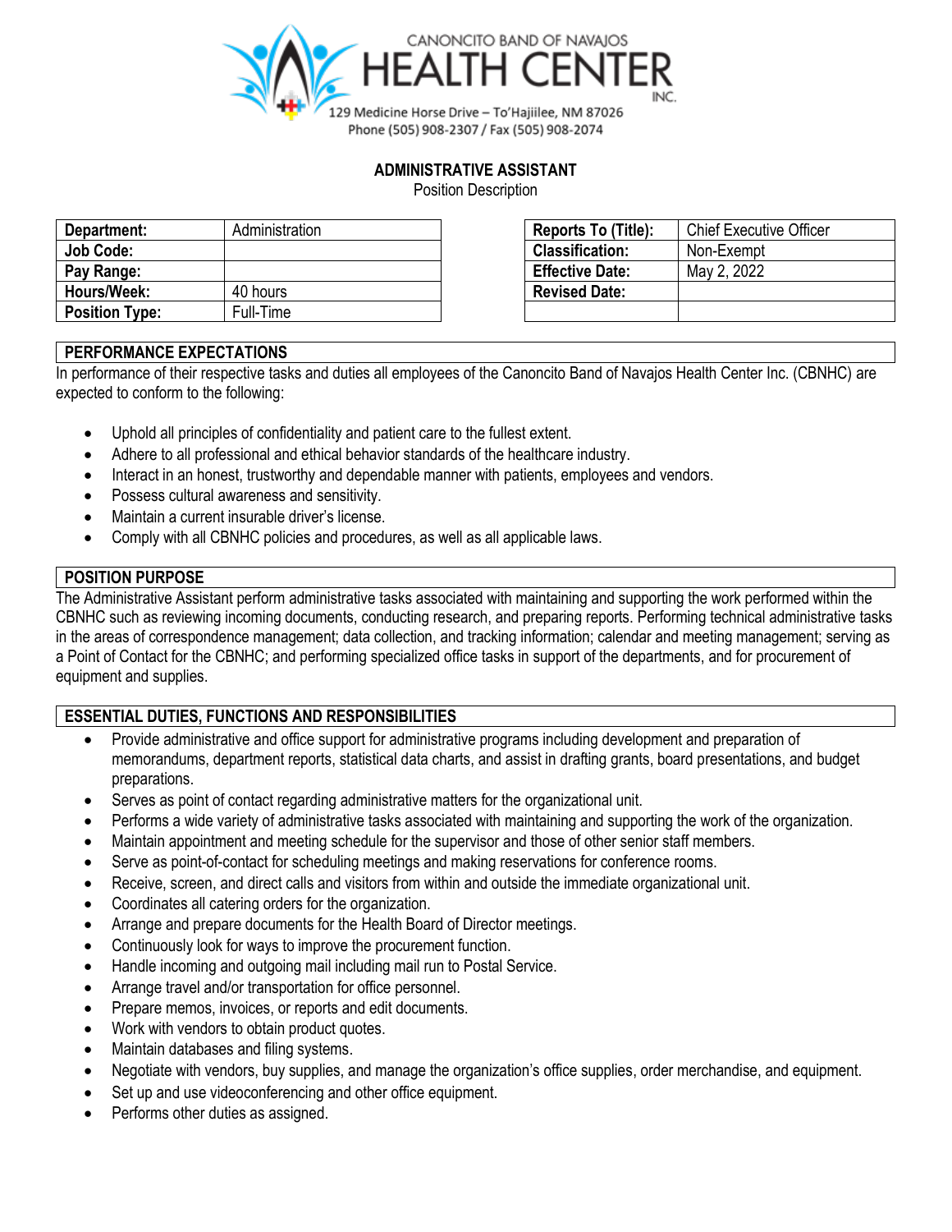CANONCITO BAND OF NAVAJOS
HEALTH CENTER INC.
129 Medicine Horse Drive – To'Hajiilee, NM 87026
Phone (505) 908-2307 / Fax (505) 908-2074

# ADMINISTRATIVE ASSISTANT

Position Description

| Department: | Administration |
|---|---|
| Job Code: | |
| Pay Range: | |
| Hours/Week: | 40 hours |
| Position Type: | Full-Time |

| Reports To (Title): | Chief Executive Officer |
|---|---|
| Classification: | Non-Exempt |
| Effective Date: | May 2, 2022 |
| Revised Date: | |
| | |

## PERFORMANCE EXPECTATIONS

In performance of their respective tasks and duties all employees of the Canoncito Band of Navajos Health Center Inc. (CBNHC) are expected to conform to the following:

- Uphold all principles of confidentiality and patient care to the fullest extent.
- Adhere to all professional and ethical behavior standards of the healthcare industry.
- Interact in an honest, trustworthy and dependable manner with patients, employees and vendors.
- Possess cultural awareness and sensitivity.
- Maintain a current insurable driver's license.
- Comply with all CBNHC policies and procedures, as well as all applicable laws.

## POSITION PURPOSE

The Administrative Assistant perform administrative tasks associated with maintaining and supporting the work performed within the CBNHC such as reviewing incoming documents, conducting research, and preparing reports. Performing technical administrative tasks in the areas of correspondence management; data collection, and tracking information; calendar and meeting management; serving as a Point of Contact for the CBNHC; and performing specialized office tasks in support of the departments, and for procurement of equipment and supplies.

## ESSENTIAL DUTIES, FUNCTIONS AND RESPONSIBILITIES

- Provide administrative and office support for administrative programs including development and preparation of memorandums, department reports, statistical data charts, and assist in drafting grants, board presentations, and budget preparations.
- Serves as point of contact regarding administrative matters for the organizational unit.
- Performs a wide variety of administrative tasks associated with maintaining and supporting the work of the organization.
- Maintain appointment and meeting schedule for the supervisor and those of other senior staff members.
- Serve as point-of-contact for scheduling meetings and making reservations for conference rooms.
- Receive, screen, and direct calls and visitors from within and outside the immediate organizational unit.
- Coordinates all catering orders for the organization.
- Arrange and prepare documents for the Health Board of Director meetings.
- Continuously look for ways to improve the procurement function.
- Handle incoming and outgoing mail including mail run to Postal Service.
- Arrange travel and/or transportation for office personnel.
- Prepare memos, invoices, or reports and edit documents.
- Work with vendors to obtain product quotes.
- Maintain databases and filing systems.
- Negotiate with vendors, buy supplies, and manage the organization's office supplies, order merchandise, and equipment.
- Set up and use videoconferencing and other office equipment.
- Performs other duties as assigned.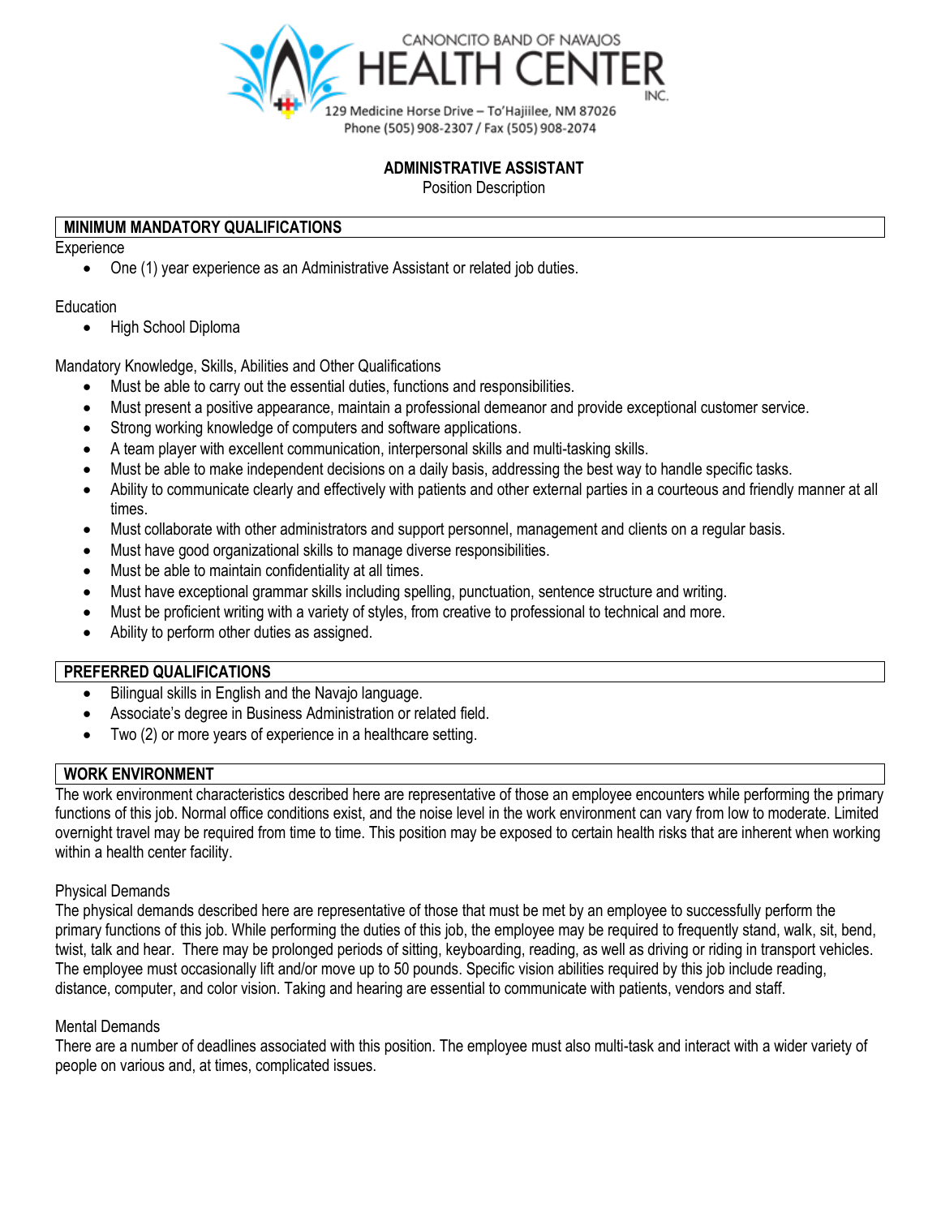CANONCITO BAND OF NAVAJOS
HEALTH CENTER INC.
129 Medicine Horse Drive – To'Hajiilee, NM 87026
Phone (505) 908-2307 / Fax (505) 908-2074

# ADMINISTRATIVE ASSISTANT

Position Description

## MINIMUM MANDATORY QUALIFICATIONS

Experience

- One (1) year experience as an Administrative Assistant or related job duties.

Education

- High School Diploma

Mandatory Knowledge, Skills, Abilities and Other Qualifications

- Must be able to carry out the essential duties, functions and responsibilities.
- Must present a positive appearance, maintain a professional demeanor and provide exceptional customer service.
- Strong working knowledge of computers and software applications.
- A team player with excellent communication, interpersonal skills and multi-tasking skills.
- Must be able to make independent decisions on a daily basis, addressing the best way to handle specific tasks.
- Ability to communicate clearly and effectively with patients and other external parties in a courteous and friendly manner at all times.
- Must collaborate with other administrators and support personnel, management and clients on a regular basis.
- Must have good organizational skills to manage diverse responsibilities.
- Must be able to maintain confidentiality at all times.
- Must have exceptional grammar skills including spelling, punctuation, sentence structure and writing.
- Must be proficient writing with a variety of styles, from creative to professional to technical and more.
- Ability to perform other duties as assigned.

## PREFERRED QUALIFICATIONS

- Bilingual skills in English and the Navajo language.
- Associate's degree in Business Administration or related field.
- Two (2) or more years of experience in a healthcare setting.

## WORK ENVIRONMENT

The work environment characteristics described here are representative of those an employee encounters while performing the primary functions of this job. Normal office conditions exist, and the noise level in the work environment can vary from low to moderate. Limited overnight travel may be required from time to time. This position may be exposed to certain health risks that are inherent when working within a health center facility.

Physical Demands

The physical demands described here are representative of those that must be met by an employee to successfully perform the primary functions of this job. While performing the duties of this job, the employee may be required to frequently stand, walk, sit, bend, twist, talk and hear. There may be prolonged periods of sitting, keyboarding, reading, as well as driving or riding in transport vehicles. The employee must occasionally lift and/or move up to 50 pounds. Specific vision abilities required by this job include reading, distance, computer, and color vision. Taking and hearing are essential to communicate with patients, vendors and staff.

Mental Demands

There are a number of deadlines associated with this position. The employee must also multi-task and interact with a wider variety of people on various and, at times, complicated issues.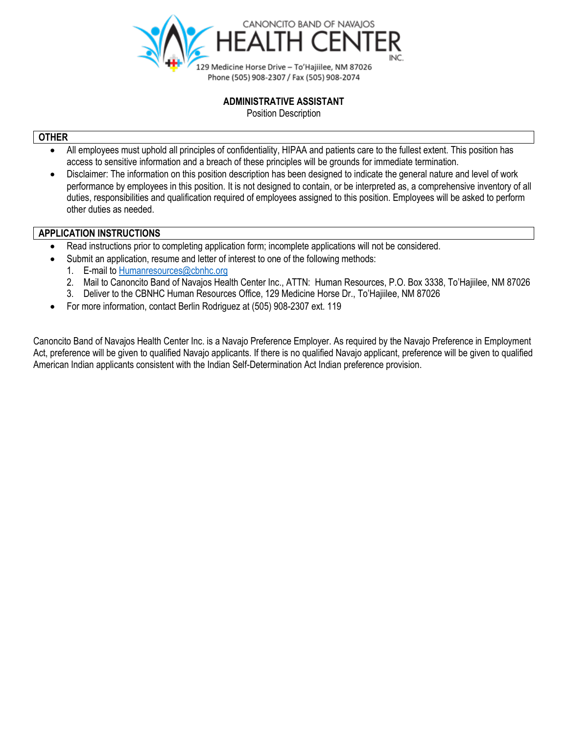CANONCITO BAND OF NAVAJOS
HEALTH CENTER INC.
129 Medicine Horse Drive – To'Hajiilee, NM 87026
Phone (505) 908-2307 / Fax (505) 908-2074

**ADMINISTRATIVE ASSISTANT**
Position Description

## OTHER

- All employees must uphold all principles of confidentiality, HIPAA and patients care to the fullest extent. This position has access to sensitive information and a breach of these principles will be grounds for immediate termination.
- Disclaimer: The information on this position description has been designed to indicate the general nature and level of work performance by employees in this position. It is not designed to contain, or be interpreted as, a comprehensive inventory of all duties, responsibilities and qualification required of employees assigned to this position. Employees will be asked to perform other duties as needed.

## APPLICATION INSTRUCTIONS

- Read instructions prior to completing application form; incomplete applications will not be considered.
- Submit an application, resume and letter of interest to one of the following methods:
  1. E-mail to Humanresources@cbnhc.org
  2. Mail to Canoncito Band of Navajos Health Center Inc., ATTN: Human Resources, P.O. Box 3338, To'Hajiilee, NM 87026
  3. Deliver to the CBNHC Human Resources Office, 129 Medicine Horse Dr., To'Hajiilee, NM 87026
- For more information, contact Berlin Rodriguez at (505) 908-2307 ext. 119

Canoncito Band of Navajos Health Center Inc. is a Navajo Preference Employer. As required by the Navajo Preference in Employment Act, preference will be given to qualified Navajo applicants. If there is no qualified Navajo applicant, preference will be given to qualified American Indian applicants consistent with the Indian Self-Determination Act Indian preference provision.